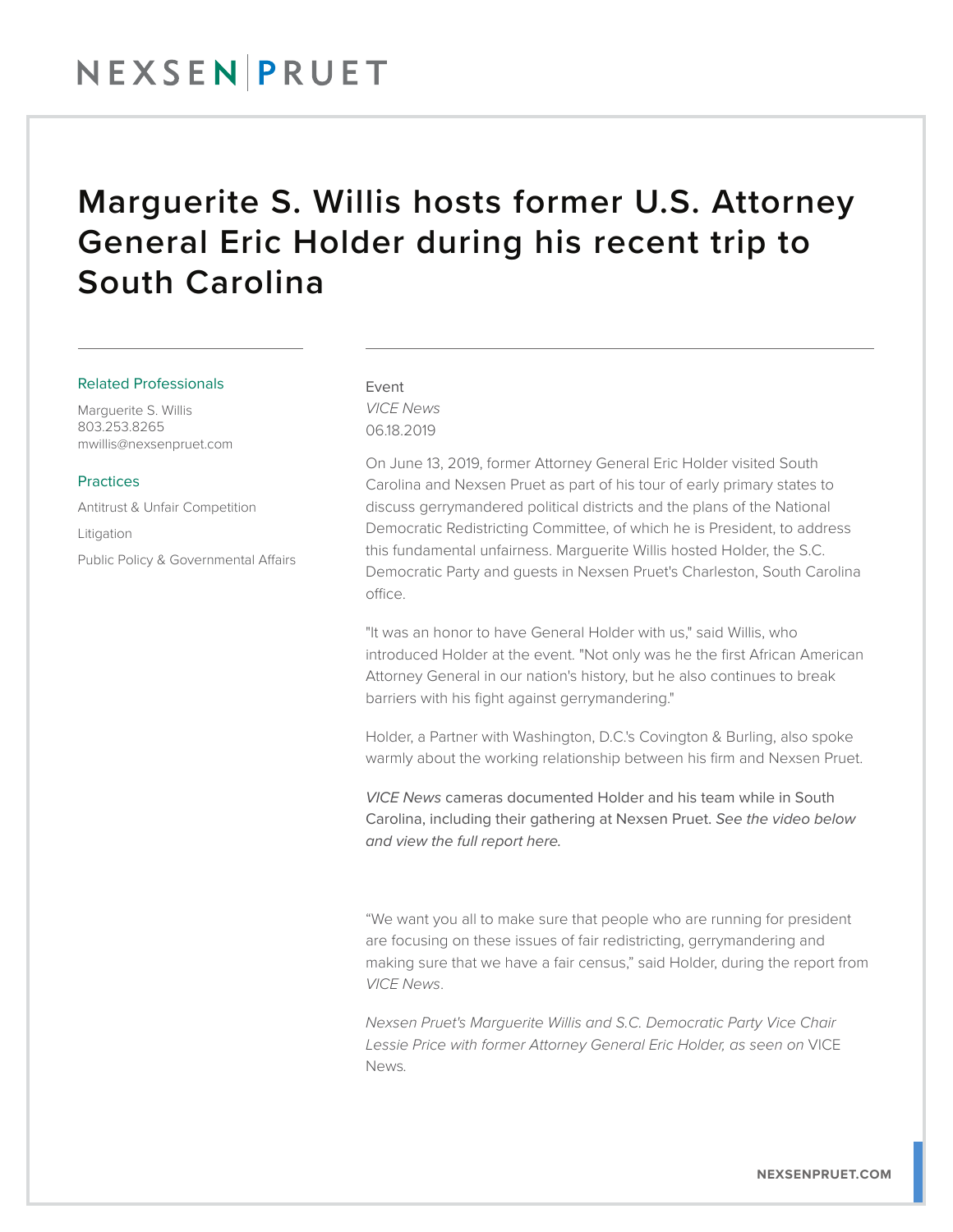# Marguerite S. Willis hosts former U.S. Attorney General Eric Holder during his recent trip to South Carolina

## Related Professionals

Marguerite S. Willis
803.253.8265
mwillis@nexsenpruet.com

## Practices

Antitrust & Unfair Competition

Litigation

Public Policy & Governmental Affairs

Event
*VICE News*
06.18.2019

On June 13, 2019, former Attorney General Eric Holder visited South Carolina and Nexsen Pruet as part of his tour of early primary states to discuss gerrymandered political districts and the plans of the National Democratic Redistricting Committee, of which he is President, to address this fundamental unfairness. Marguerite Willis hosted Holder, the S.C. Democratic Party and guests in Nexsen Pruet's Charleston, South Carolina office.

"It was an honor to have General Holder with us," said Willis, who introduced Holder at the event. "Not only was he the first African American Attorney General in our nation's history, but he also continues to break barriers with his fight against gerrymandering."

Holder, a Partner with Washington, D.C.'s Covington & Burling, also spoke warmly about the working relationship between his firm and Nexsen Pruet.

*VICE News* cameras documented Holder and his team while in South Carolina, including their gathering at Nexsen Pruet. *See the video below and view the full report here.*

"We want you all to make sure that people who are running for president are focusing on these issues of fair redistricting, gerrymandering and making sure that we have a fair census," said Holder, during the report from *VICE News*.

*Nexsen Pruet's Marguerite Willis and S.C. Democratic Party Vice Chair Lessie Price with former Attorney General Eric Holder, as seen on* VICE News*.*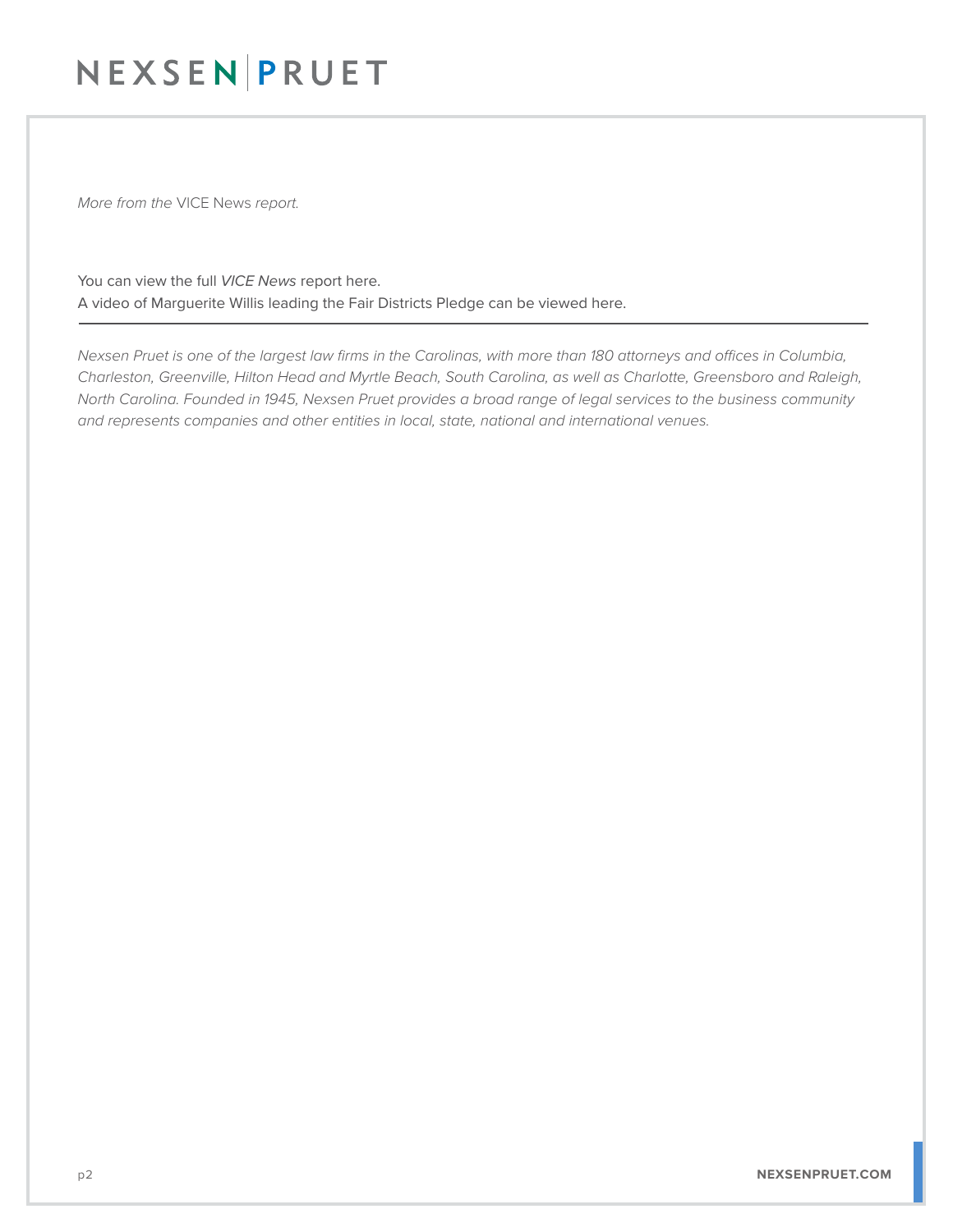*More from the* VICE News *report.*

You can view the full *VICE News* report here.
A video of Marguerite Willis leading the Fair Districts Pledge can be viewed here.

---

*Nexsen Pruet is one of the largest law firms in the Carolinas, with more than 180 attorneys and offices in Columbia, Charleston, Greenville, Hilton Head and Myrtle Beach, South Carolina, as well as Charlotte, Greensboro and Raleigh, North Carolina. Founded in 1945, Nexsen Pruet provides a broad range of legal services to the business community and represents companies and other entities in local, state, national and international venues.*